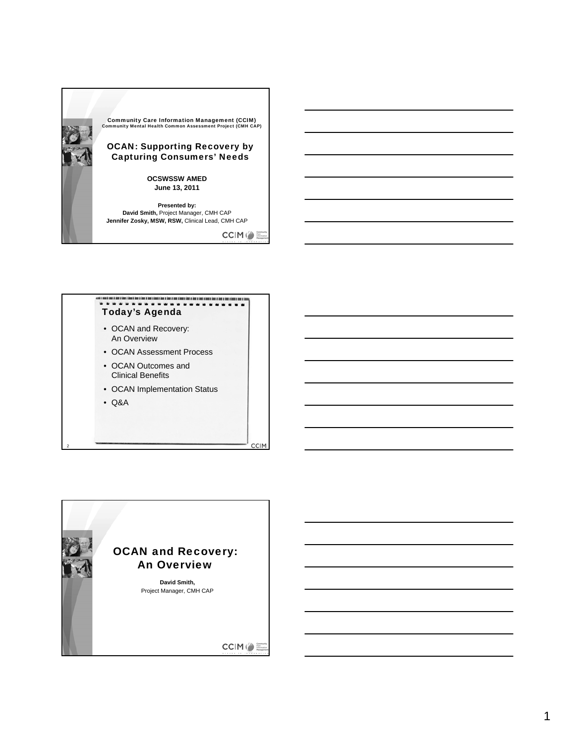Community Care Information Management (CCIM)
Community Mental Health Common Assessment Project (CMH CAP)

# OCAN: Supporting Recovery by Capturing Consumers' Needs

**OCSWSSW AMED**
**June 13, 2011**

**Presented by:**
**David Smith,** Project Manager, CMH CAP
**Jennifer Zosky, MSW, RSW,** Clinical Lead, CMH CAP

## Today's Agenda

- OCAN and Recovery: An Overview
- OCAN Assessment Process
- OCAN Outcomes and Clinical Benefits
- OCAN Implementation Status
- Q&A

## OCAN and Recovery: An Overview

**David Smith,**
Project Manager, CMH CAP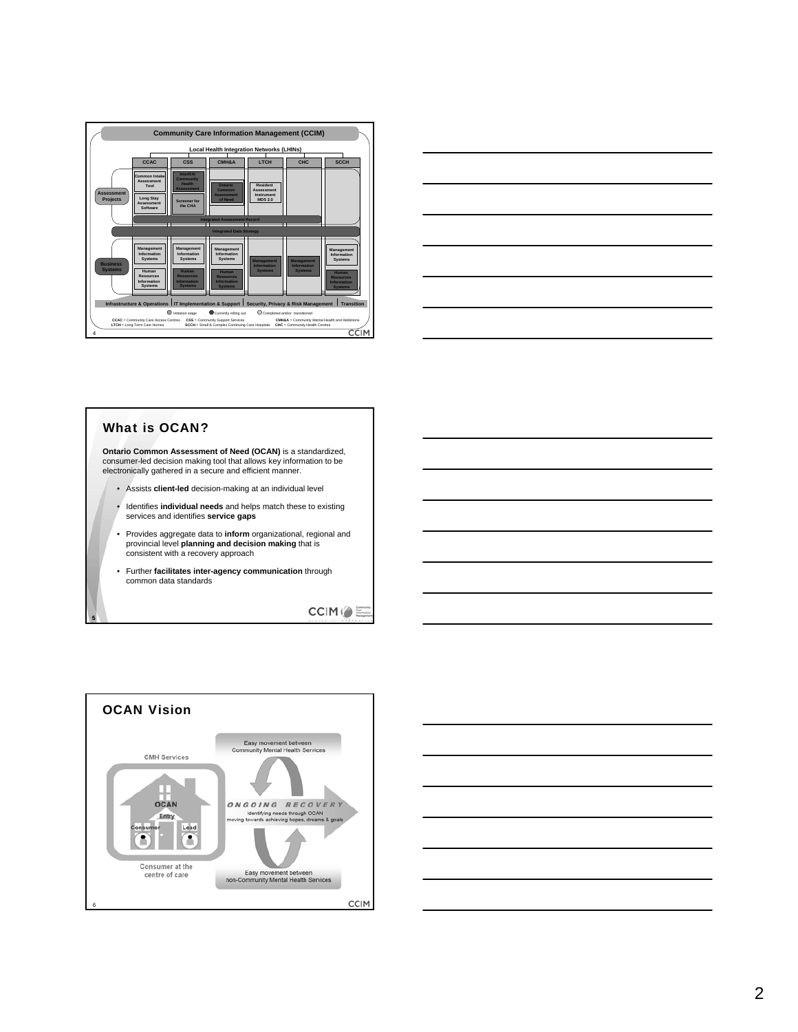## Community Care Information Management (CCIM)

Local Health Integration Networks (LHINs)

| | CCAC | CSS | CMH&A | LTCH | CHC | SCCH |
|---|---|---|---|---|---|---|
| Assessment Projects | Common Intake Assessment Tool; Long Stay Assessment Software | InterRAI Community Health Assessment; Screener for the CHA | Ontario Common Assessment of Need | Resident Assessment Instrument MDS 2.0 | | |
| | Integrated Assessment Record | | | | | |
| | Integrated Data Strategy | | | | | |
| Business Systems | Management Information Systems; Human Resources Information Systems | Management Information Systems; Human Resources Information Systems | Management Information Systems; Human Resources Information Systems | Management Information Systems | Management Information Systems | Management Information Systems; Human Resources Information Systems |

Infrastructure & Operations | IT Implementation & Support | Security, Privacy & Risk Management | Transition

Initiation stage | Currently rolling out | Completed and/or transitioned

**CCAC** = Community Care Access Centres **CSS** = Community Support Services **CMH&A** = Community Mental Health and Addictions
**LTCH** = Long-Term Care Homes **SCCH** = Small & Complex Continuing Care Hospitals **CHC** = Community Health Centres

## What is OCAN?

**Ontario Common Assessment of Need (OCAN)** is a standardized, consumer-led decision making tool that allows key information to be electronically gathered in a secure and efficient manner.

- Assists **client-led** decision-making at an individual level
- Identifies **individual needs** and helps match these to existing services and identifies **service gaps**
- Provides aggregate data to **inform** organizational, regional and provincial level **planning and decision making** that is consistent with a recovery approach
- Further **facilitates inter-agency communication** through common data standards

## OCAN Vision

CMH Services

OCAN Entry

Consumer | Lead

Consumer at the centre of care

Easy movement between Community Mental Health Services

ONGOING RECOVERY

Identifying needs through OCAN moving towards achieving hopes, dreams & goals

Easy movement between non-Community Mental Health Services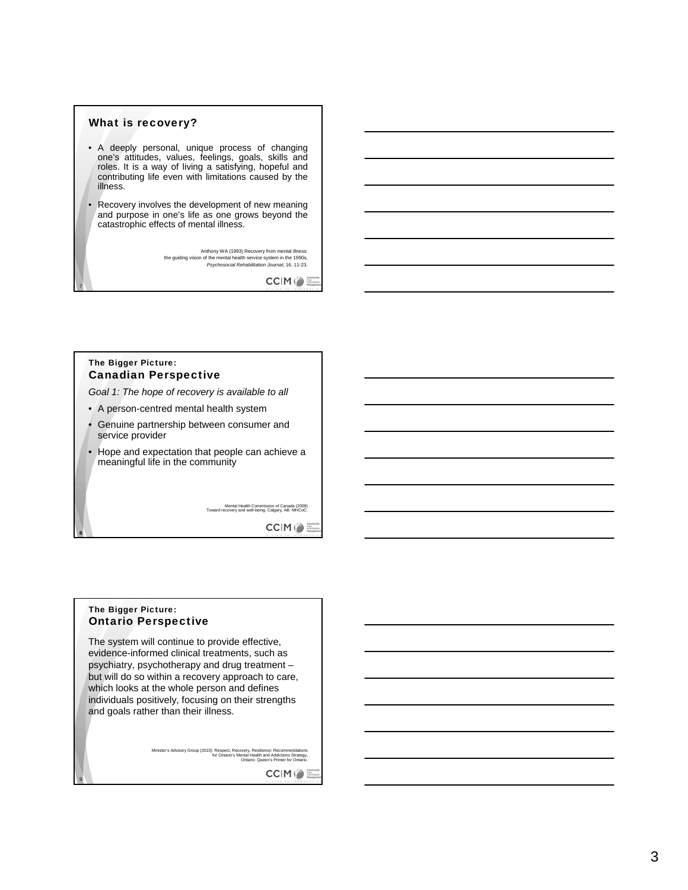## What is recovery?

- A deeply personal, unique process of changing one's attitudes, values, feelings, goals, skills and roles. It is a way of living a satisfying, hopeful and contributing life even with limitations caused by the illness.
- Recovery involves the development of new meaning and purpose in one's life as one grows beyond the catastrophic effects of mental illness.

Anthony WA (1993) Recovery from mental illness: the guiding vision of the mental health service system in the 1990s, *Psychosocial Rehabilitation Journal*, 16, 11-23.

## The Bigger Picture: Canadian Perspective

*Goal 1: The hope of recovery is available to all*

- A person-centred mental health system
- Genuine partnership between consumer and service provider
- Hope and expectation that people can achieve a meaningful life in the community

Mental Health Commission of Canada (2009) Toward recovery and well-being, Calgary, AB: MHCoC.

## The Bigger Picture: Ontario Perspective

The system will continue to provide effective, evidence-informed clinical treatments, such as psychiatry, psychotherapy and drug treatment – but will do so within a recovery approach to care, which looks at the whole person and defines individuals positively, focusing on their strengths and goals rather than their illness.

Minister's Advisory Group (2010): Respect, Recovery, Resilience: Recommendations for Ontario's Mental Health and Addictions Strategy. Ontario: Queen's Printer for Ontario.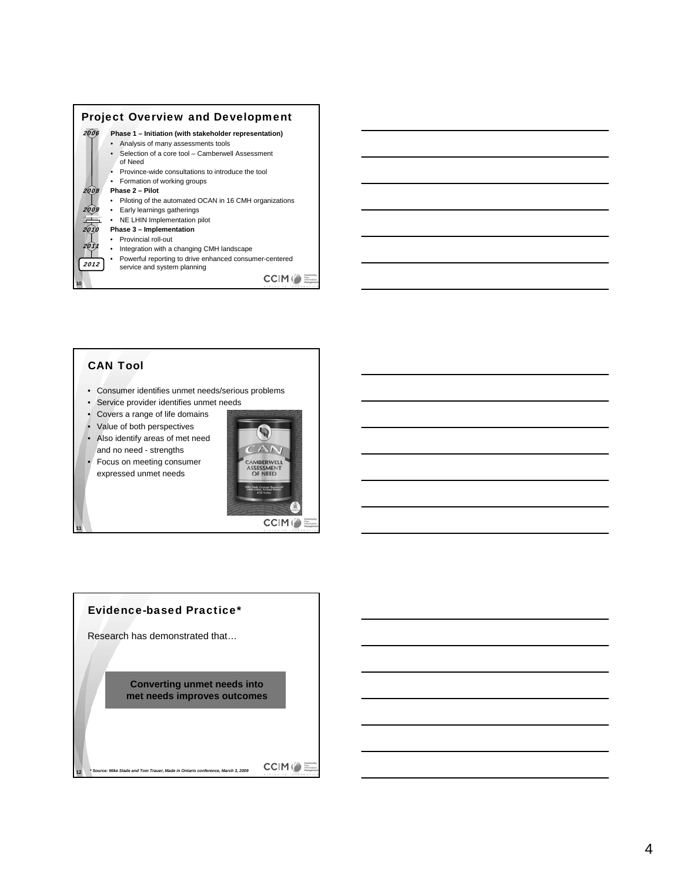## Project Overview and Development

2006

**Phase 1 – Initiation (with stakeholder representation)**

- Analysis of many assessments tools
- Selection of a core tool – Camberwell Assessment of Need
- Province-wide consultations to introduce the tool
- Formation of working groups

2008

**Phase 2 – Pilot**

- Piloting of the automated OCAN in 16 CMH organizations
- Early learnings gatherings (2009)
- NE LHIN Implementation pilot

2010

**Phase 3 – Implementation**

- Provincial roll-out
- Integration with a changing CMH landscape (2011)
- Powerful reporting to drive enhanced consumer-centered service and system planning (2012)

## CAN Tool

- Consumer identifies unmet needs/serious problems
- Service provider identifies unmet needs
- Covers a range of life domains
- Value of both perspectives
- Also identify areas of met need and no need - strengths
- Focus on meeting consumer expressed unmet needs

## Evidence-based Practice*

Research has demonstrated that…

**Converting unmet needs into met needs improves outcomes**

*\* Source: Mike Slade and Tom Trauer, Made in Ontario conference, March 3, 2009*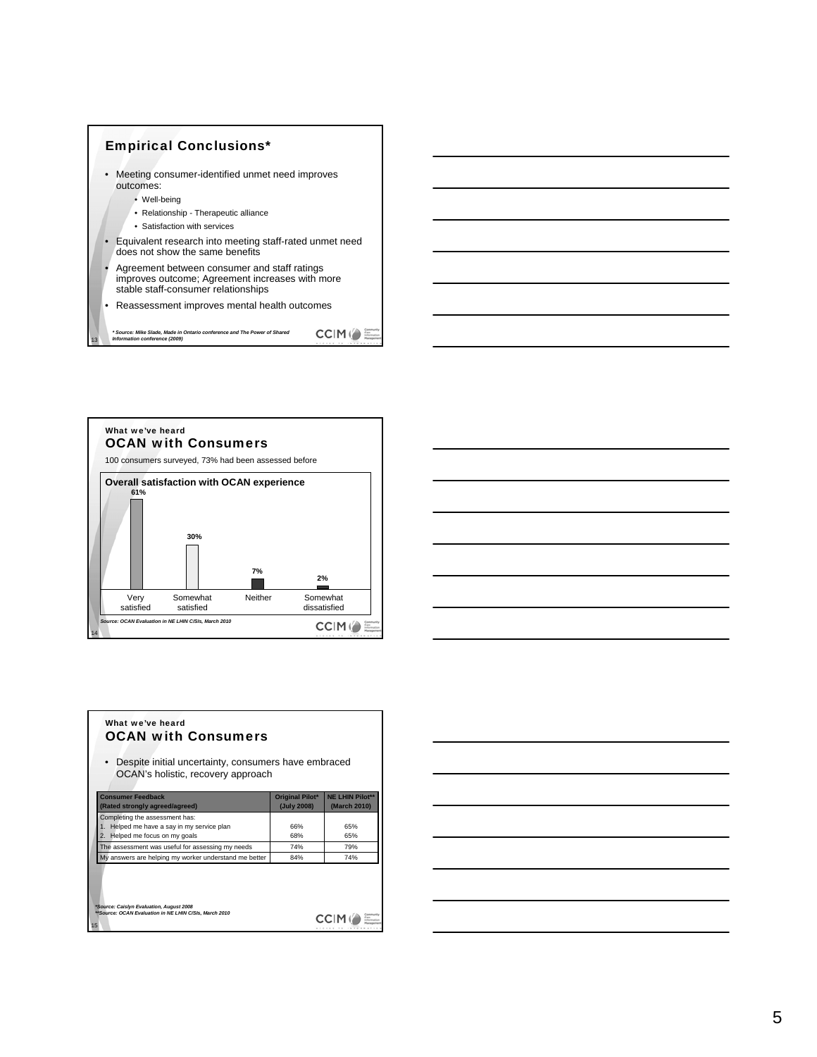## Empirical Conclusions*

- Meeting consumer-identified unmet need improves outcomes:
  - Well-being
  - Relationship - Therapeutic alliance
  - Satisfaction with services
- Equivalent research into meeting staff-rated unmet need does not show the same benefits
- Agreement between consumer and staff ratings improves outcome; Agreement increases with more stable staff-consumer relationships
- Reassessment improves mental health outcomes

*** Source: Mike Slade, Made in Ontario conference and The Power of Shared Information conference (2009)***

What we've heard

## OCAN with Consumers

100 consumers surveyed, 73% had been assessed before

**Overall satisfaction with OCAN experience**

| Response | Percentage |
|---|---|
| Very satisfied | 61% |
| Somewhat satisfied | 30% |
| Neither | 7% |
| Somewhat dissatisfied | 2% |

***Source: OCAN Evaluation in NE LHIN C/SIs, March 2010***

What we've heard

## OCAN with Consumers

- Despite initial uncertainty, consumers have embraced OCAN's holistic, recovery approach

| Consumer Feedback (Rated strongly agreed/agreed) | Original Pilot* (July 2008) | NE LHIN Pilot** (March 2010) |
|---|---|---|
| Completing the assessment has: | | |
| 1. Helped me have a say in my service plan | 66% | 65% |
| 2. Helped me focus on my goals | 68% | 65% |
| The assessment was useful for assessing my needs | 74% | 79% |
| My answers are helping my worker understand me better | 84% | 74% |

**\*Source: Caislyn Evaluation, August 2008*
*\*\*Source: OCAN Evaluation in NE LHIN C/SIs, March 2010***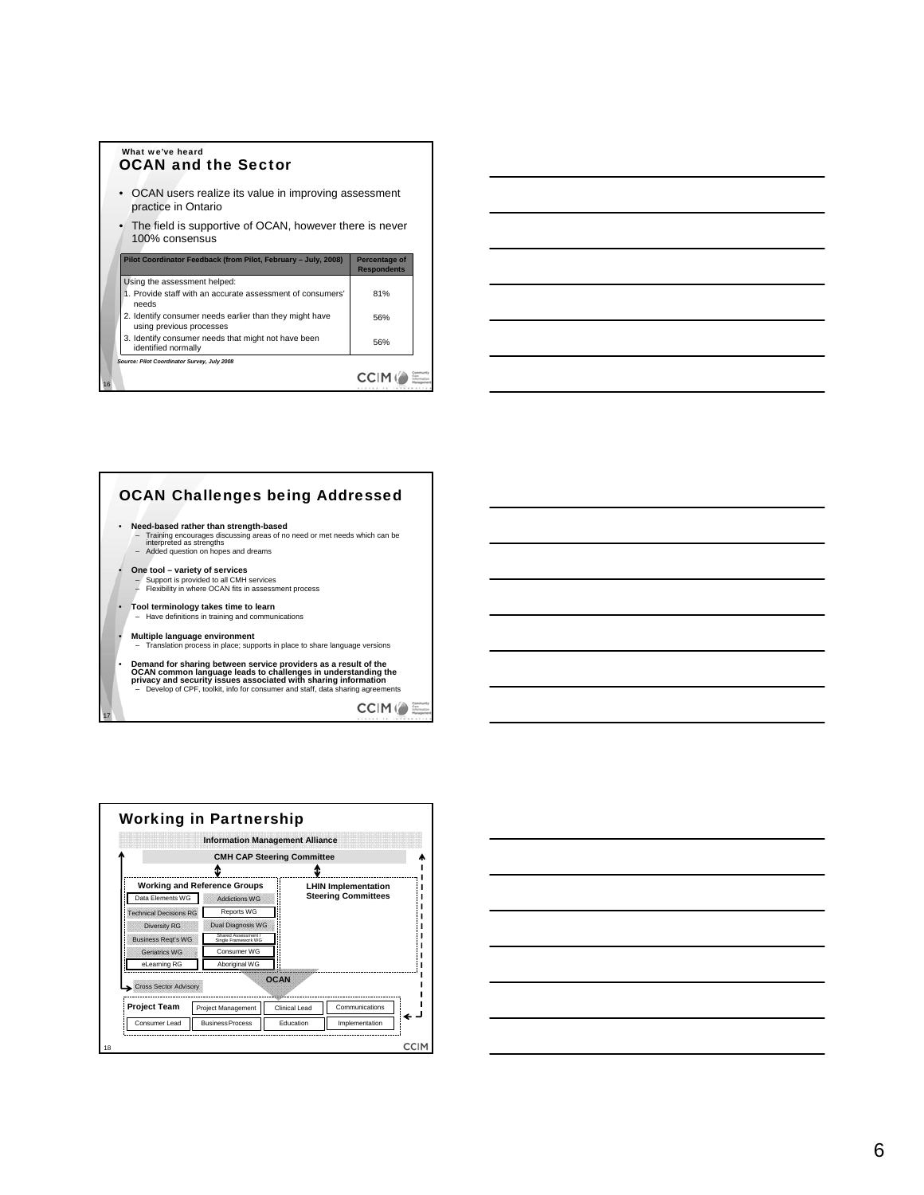What we've heard

## OCAN and the Sector

- OCAN users realize its value in improving assessment practice in Ontario
- The field is supportive of OCAN, however there is never 100% consensus

| Pilot Coordinator Feedback (from Pilot, February – July, 2008) | Percentage of Respondents |
|---|---|
| Using the assessment helped: | |
| 1. Provide staff with an accurate assessment of consumers' needs | 81% |
| 2. Identify consumer needs earlier than they might have using previous processes | 56% |
| 3. Identify consumer needs that might not have been identified normally | 56% |

*Source: Pilot Coordinator Survey, July 2008*

## OCAN Challenges being Addressed

- **Need-based rather than strength-based**
  - Training encourages discussing areas of no need or met needs which can be interpreted as strengths
  - Added question on hopes and dreams
- **One tool – variety of services**
  - Support is provided to all CMH services
  - Flexibility in where OCAN fits in assessment process
- **Tool terminology takes time to learn**
  - Have definitions in training and communications
- **Multiple language environment**
  - Translation process in place; supports in place to share language versions
- **Demand for sharing between service providers as a result of the OCAN common language leads to challenges in understanding the privacy and security issues associated with sharing information**
  - Develop of CPF, toolkit, info for consumer and staff, data sharing agreements

## Working in Partnership

Information Management Alliance

CMH CAP Steering Committee

**Working and Reference Groups**

- Data Elements WG
- Technical Decisions RG
- Diversity RG
- Business Reqt's WG
- Geriatrics WG
- eLearning RG
- Addictions WG
- Reports WG
- Dual Diagnosis WG
- Shared Assessment / Single Framework WG
- Consumer WG
- Aboriginal WG

**LHIN Implementation Steering Committees**

Cross Sector Advisory

OCAN

**Project Team**

- Project Management
- Clinical Lead
- Communications
- Consumer Lead
- Business Process
- Education
- Implementation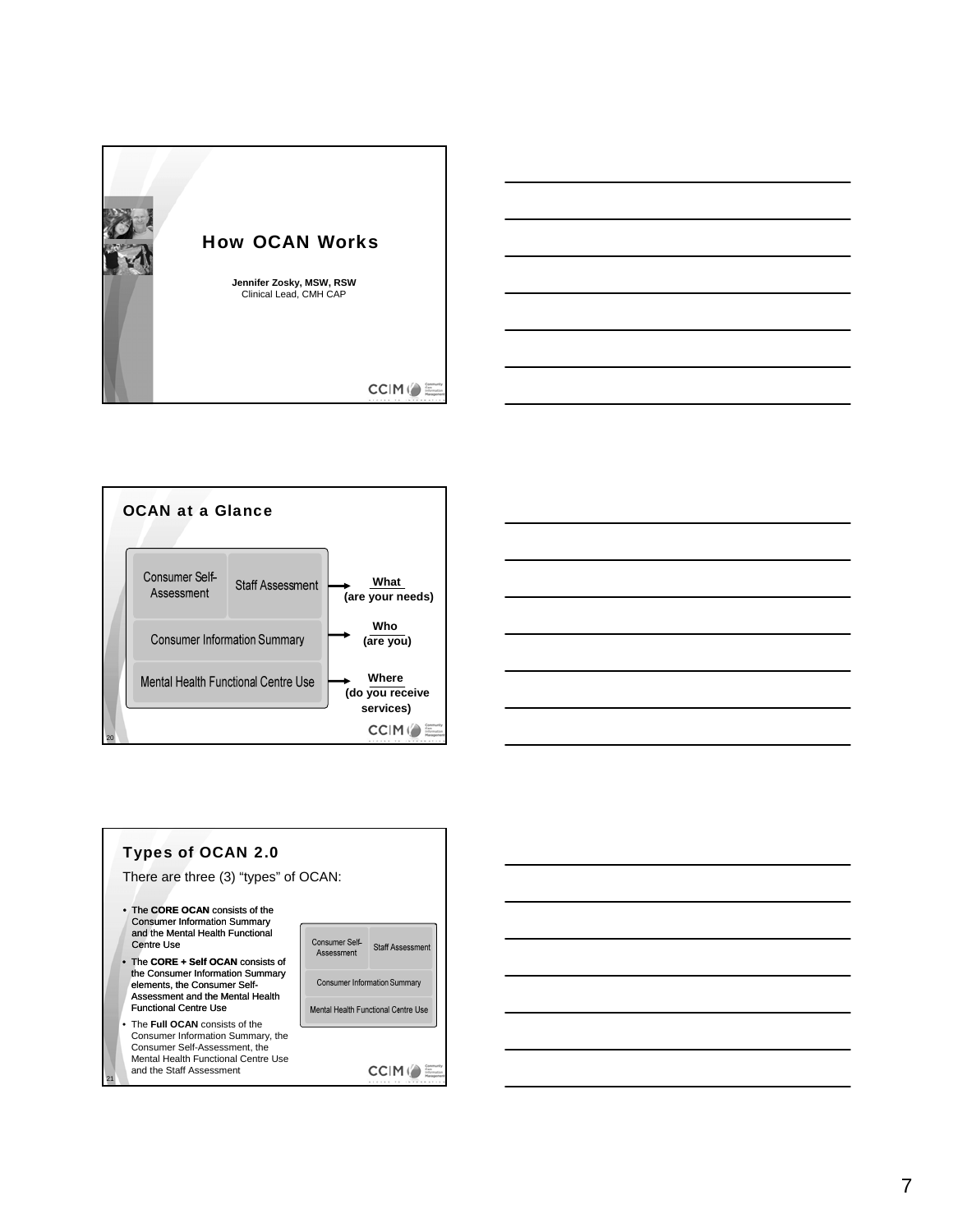# How OCAN Works

**Jennifer Zosky, MSW, RSW**
Clinical Lead, CMH CAP

## OCAN at a Glance

| | | |
|---|---|---|
| Consumer Self-Assessment | Staff Assessment | → **What** (are your needs) |
| Consumer Information Summary | | → **Who** (are you) |
| Mental Health Functional Centre Use | | → **Where** (do you receive services) |

## Types of OCAN 2.0

There are three (3) "types" of OCAN:

- The **CORE OCAN** consists of the Consumer Information Summary and the Mental Health Functional Centre Use
- The **CORE + Self OCAN** consists of the Consumer Information Summary elements, the Consumer Self-Assessment and the Mental Health Functional Centre Use
- The **Full OCAN** consists of the Consumer Information Summary, the Consumer Self-Assessment, the Mental Health Functional Centre Use and the Staff Assessment

| | |
|---|---|
| Consumer Self-Assessment | Staff Assessment |
| Consumer Information Summary | |
| Mental Health Functional Centre Use | |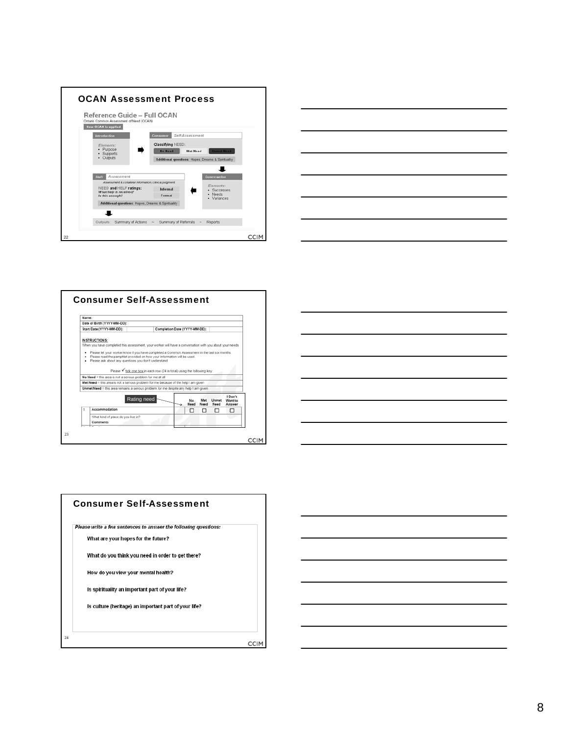## OCAN Assessment Process

**Reference Guide – Full OCAN**
Ontario Common Assessment of Need (OCAN)

How OCAN is applied

**Introduction**
Elements:
- Purpose
- Supports
- Outputs

**Consumer** Self-Assessment
Classifying NEED:
No Need | Met Need | Unmet Need
Additional questions: Hopes, Dreams & Spirituality

**Conversation**
Elements:
- Successes
- Needs
- Variances

**Staff** Assessment
Assessment & collateral information, clinical judgment
NEED and HELP ratings:
*What help is received?*
*Is this enough?*
Informal
Formal
Additional questions: Hopes, Dreams & Spirituality

Outputs: Summary of Actions ~ Summary of Referrals ~ Reports

22

CCIM

## Consumer Self-Assessment

| Name: | | | |
|---|---|---|---|
| Date of Birth (YYYY-MM-DD): | | | |
| Start Date (YYYY-MM-DD): | | Completion Date (YYYY-MM-DD): | |

**INSTRUCTIONS:**
When you have completed this assessment, your worker will have a conversation with you about your needs

- Please let your worker know if you have completed a Common Assessment in the last six months
- Please read the pamphlet provided on how your information will be used.
- Please ask about any questions you don't understand

Please ✓ tick one box in each row (24 in total) using the following key:

**No Need** = this area is not a serious problem for me at all
**Met Need** = this area is not a serious problem for me because of the help I am given
**Unmet Need** = this area remains a serious problem for me despite any help I am given

Rating need

| | | No Need | Met Need | Unmet Need | I Don't Want to Answer |
|---|---|---|---|---|---|
| 1. | Accommodation | ☐ | ☐ | ☐ | ☐ |
| | What kind of place do you live in? | | | | |
| | Comments | | | | |

23

CCIM

## Consumer Self-Assessment

*Please write a few sentences to answer the following questions:*

**What are your hopes for the future?**

**What do you think you need in order to get there?**

**How do you view your mental health?**

**Is spirituality an important part of your life?**

**Is culture (heritage) an important part of your life?**

24

CCIM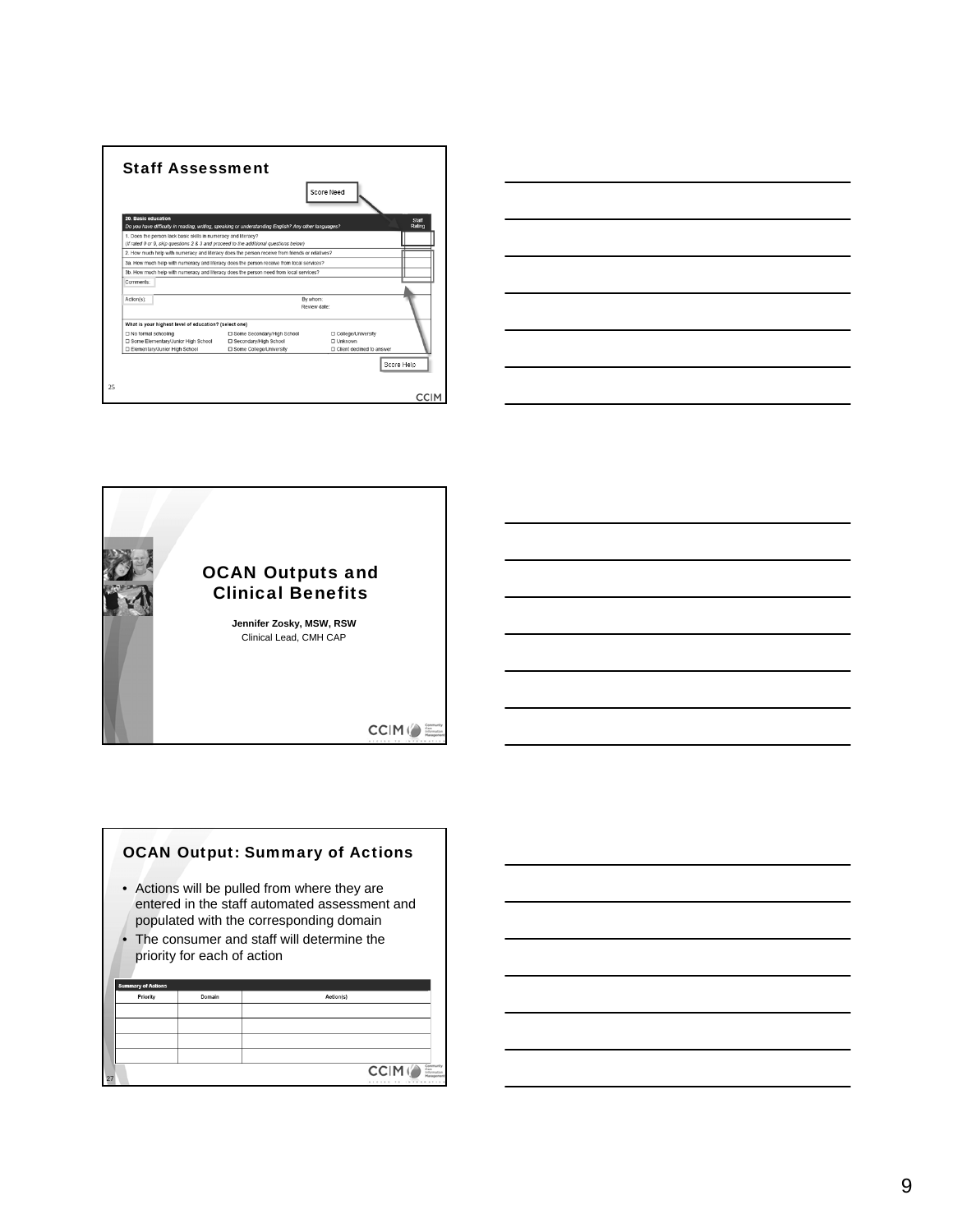## Staff Assessment

Score Need

| 20. Basic education<br>*Do you have difficulty in reading, writing, speaking or understanding English? Any other languages?* | Staff Rating |
|---|---|
| 1. Does the person lack basic skills in numeracy and literacy?<br>*(If rated 0 or 9, skip questions 2 & 3 and proceed to the additional questions below)* | |
| 2. How much help with numeracy and literacy does the person receive from friends or relatives? | |
| 3a. How much help with numeracy and literacy does the person receive from local services? | |
| 3b. How much help with numeracy and literacy does the person need from local services? | |
| Comments: | |
| Action(s): By whom: Review date: | |

What is your highest level of education? (select one)

- ☐ No formal schooling
- ☐ Some Elementary/Junior High School
- ☐ Elementary/Junior High School
- ☐ Some Secondary/High School
- ☐ Secondary/High School
- ☐ Some College/University
- ☐ College/University
- ☐ Unknown
- ☐ Client declined to answer

Score Help

## OCAN Outputs and Clinical Benefits

**Jennifer Zosky, MSW, RSW**
Clinical Lead, CMH CAP

## OCAN Output: Summary of Actions

- Actions will be pulled from where they are entered in the staff automated assessment and populated with the corresponding domain
- The consumer and staff will determine the priority for each of action

**Summary of Actions**

| Priority | Domain | Action(s) |
|---|---|---|
| | | |
| | | |
| | | |
| | | |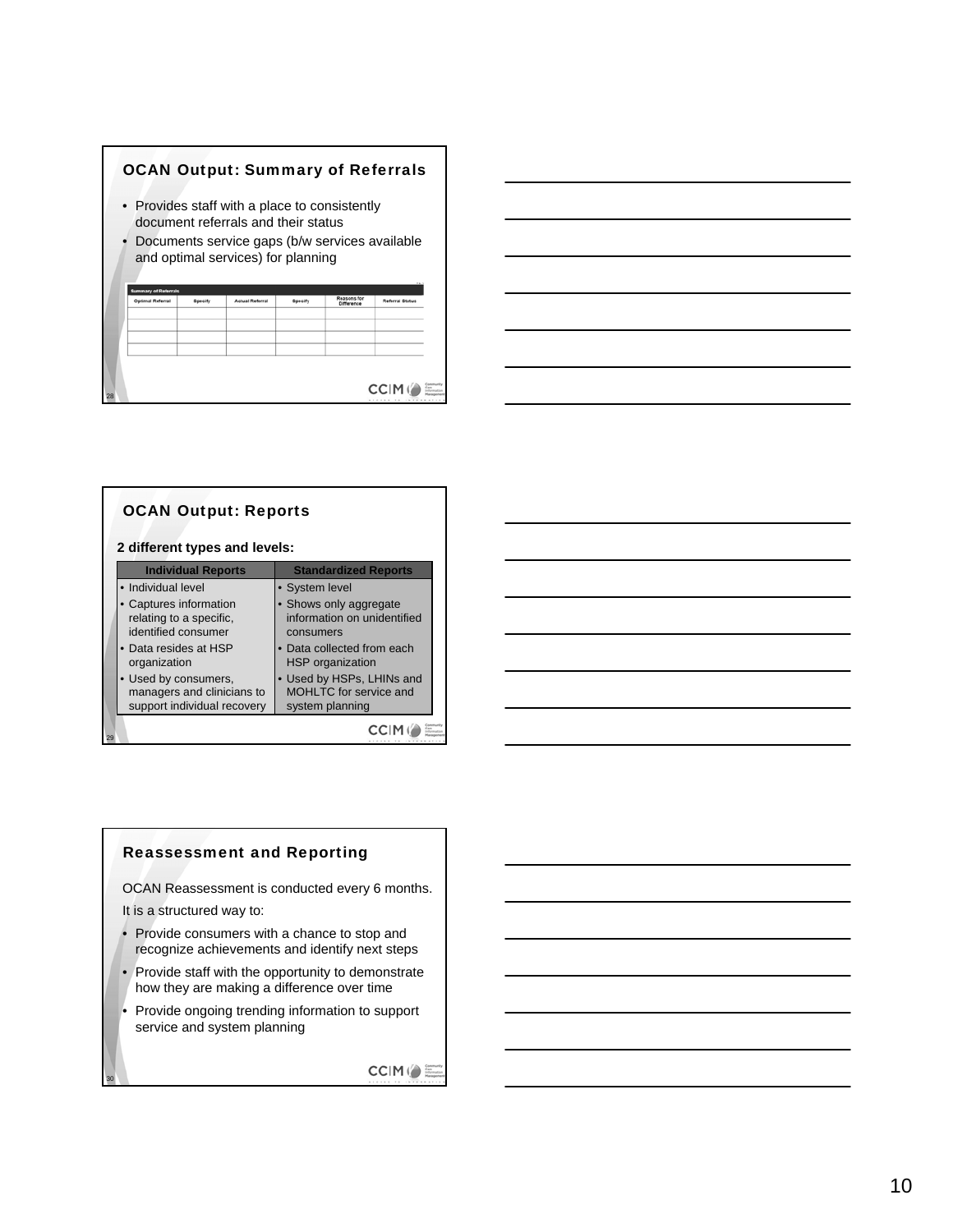## OCAN Output: Summary of Referrals

- Provides staff with a place to consistently document referrals and their status
- Documents service gaps (b/w services available and optimal services) for planning

| Summary of Referrals | | | | | |
|---|---|---|---|---|---|
| Optimal Referral | Specify | Actual Referral | Specify | Reasons for Difference | Referral Status |
| | | | | | |
| | | | | | |
| | | | | | |
| | | | | | |

## OCAN Output: Reports

**2 different types and levels:**

| Individual Reports | Standardized Reports |
|---|---|
| • Individual level | • System level |
| • Captures information relating to a specific, identified consumer | • Shows only aggregate information on unidentified consumers |
| • Data resides at HSP organization | • Data collected from each HSP organization |
| • Used by consumers, managers and clinicians to support individual recovery | • Used by HSPs, LHINs and MOHLTC for service and system planning |

## Reassessment and Reporting

OCAN Reassessment is conducted every 6 months.

It is a structured way to:

- Provide consumers with a chance to stop and recognize achievements and identify next steps
- Provide staff with the opportunity to demonstrate how they are making a difference over time
- Provide ongoing trending information to support service and system planning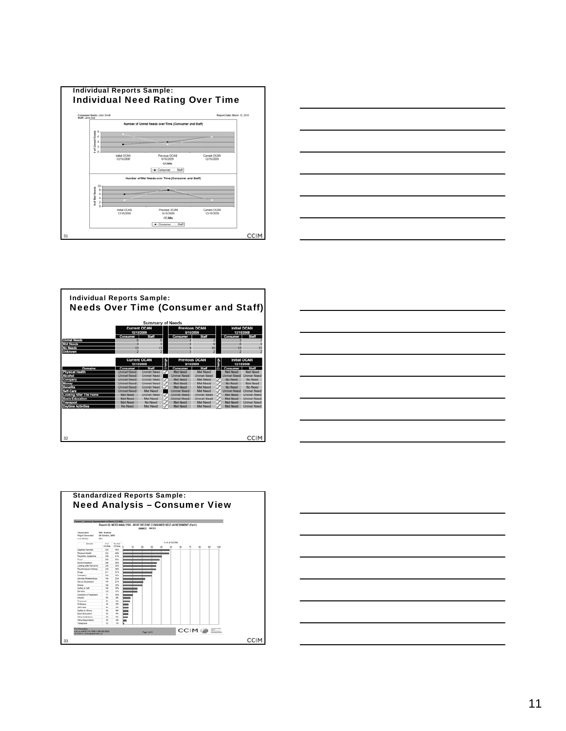## Individual Reports Sample:
## Individual Need Rating Over Time

Consumer Name: John Smith
Staff: Jane Doe

Report Date: March 19, 2010

Number of Unmet Needs over Time (Consumer and Staff)

Number of Met Needs over Time (Consumer and Staff)

## Individual Reports Sample:
## Needs Over Time (Consumer and Staff)

Summary of Needs

| | Current OCAN 12/15/2009 | | Previous OCAN 6/15/2009 | | Initial OCAN 12/15/2008 | |
|---|---|---|---|---|---|---|
| | Consumer | Staff | Consumer | Staff | Consumer | Staff |
| Unmet Needs | 6 | 6 | 4 | 3 | 3 | 7 |
| Met Needs | 3 | 3 | 8 | 9 | 6 | 3 |
| No Needs | 13 | 13 | 9 | 10 | 13 | 12 |
| Unknown | 2 | 2 | 3 | 2 | 2 | 2 |

| Domains | Current OCAN 12/15/2009 | | Change | Previous OCAN 6/15/2009 | | Change | Initial OCAN 12/15/2008 | |
|---|---|---|---|---|---|---|---|---|
| | Consumer | Staff | | Consumer | Staff | | Consumer | Staff |
| Physical Health | Unmet Need | Unmet Need | ✓ | Met Need | Met Need | | Met Need | Met Need |
| Alcohol | Unmet Need | Unmet Need | | Unmet Need | Unmet Need | | Unmet Need | Unmet Need |
| Company | Unmet Need | Unmet Need | ✓ | Met Need | Met Need | ✓ | No Need | No Need |
| Money | Unmet Need | Unmet Need | ✓ | Met Need | Met Need | ✓ | No Need | Met Need |
| Benefits | Unmet Need | Unmet Need | ✓ | Met Need | Met Need | ✓ | No Need | No Need |
| Self-Care | Unmet Need | Met Need | | Unmet Need | Met Need | ✓ | Unmet Need | Unmet Need |
| Looking After The Home | Met Need | Unmet Need | ✓ | Unmet Need | Unmet Need | ✓ | Met Need | Unmet Need |
| Basic Education | Met Need | Met Need | ✓ | Unmet Need | Unmet Need | ✓ | Met Need | Unmet Need |
| Transport | Met Need | No Need | ✓ | Met Need | Met Need | ✓ | Met Need | Unmet Need |
| Daytime Activities | No Need | Met Need | ✓ | Met Need | Met Need | ✓ | Met Need | Unmet Need |

## Standardized Reports Sample:
## Need Analysis – Consumer View

Ontario Common Assessment of Need (OCAN)

Report #2: NEED ANALYSIS - MOST RECENT CONSUMER SELF-ASSESSMENT (Part I)

UNMET NEED

| Domain | # of OCANs | % of all OCANs |
|---|---|---|
| Daytime Activities | 338 | 48% |
| Physical Health | 332 | 48% |
| Psychotic Symptoms | 290 | 41% |
| Food | 270 | 39% |
| Accommodation | 244 | 35% |
| Looking after the home | 240 | 35% |
| Psychological Distress | 238 | 34% |
| Drugs | 211 | 31% |
| Company | 204 | 30% |
| Intimate Relationships | 160 | 23% |
| Sexual Expression | 144 | 21% |
| Money | 140 | 20% |
| Safety to Self | 104 | 15% |
| Benefits | 100 | 15% |
| Condition & Treatment | 71 | 10% |
| Alcohol | 65 | 9% |
| Transport | 42 | 6% |
| Childcare | 42 | 6% |
| Telephone | 10 | 1% |

Page 1 of 5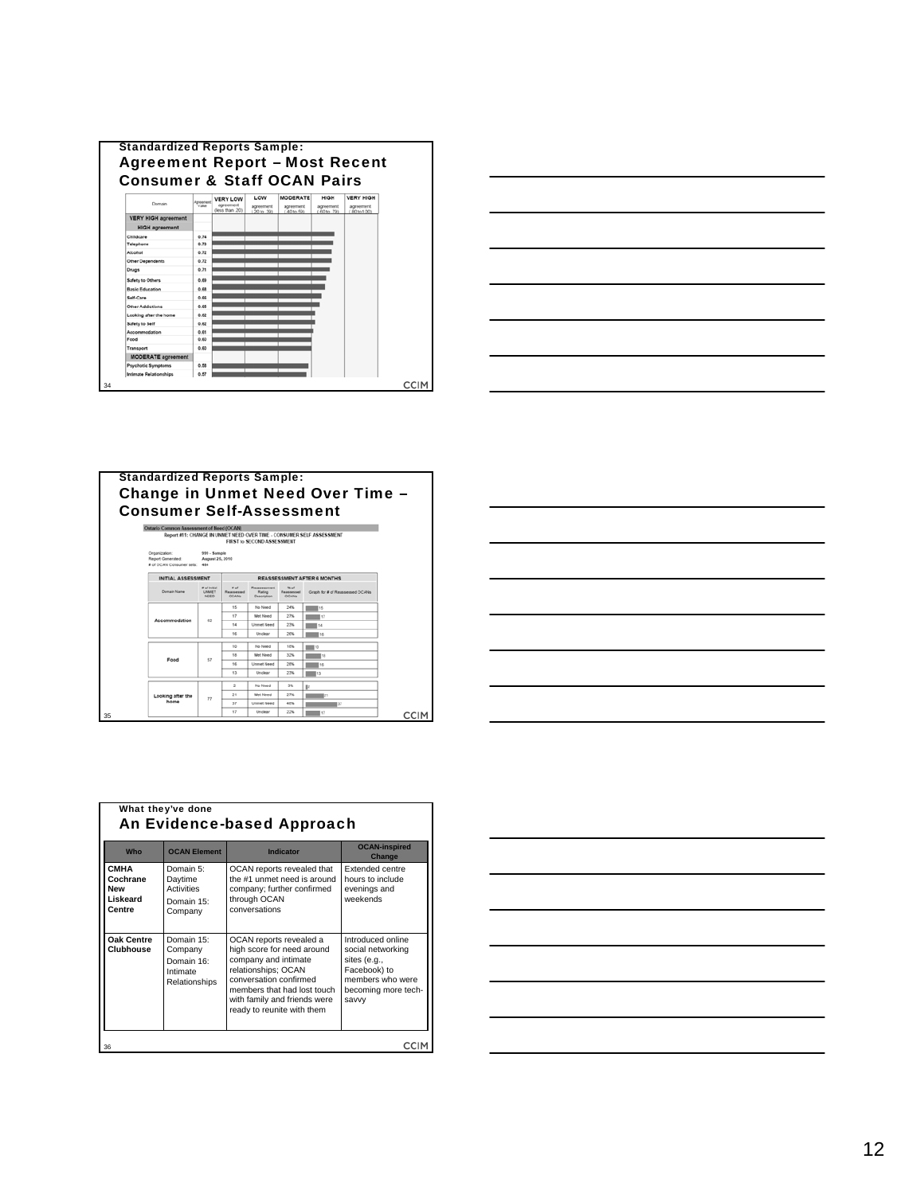## Standardized Reports Sample: Agreement Report – Most Recent Consumer & Staff OCAN Pairs

| Domain | Agreement Value | VERY LOW agreement (less than .20) | LOW agreement (.20 to .39) | MODERATE agreement (.40 to .59) | HIGH agreement (.60 to .79) | VERY HIGH agreement (.80 to 1.00) |
|---|---|---|---|---|---|---|
| **VERY HIGH agreement** | | | | | | |
| **HIGH agreement** | | | | | | |
| Childcare | 0.74 | | | | | |
| Telephone | 0.73 | | | | | |
| Alcohol | 0.72 | | | | | |
| Other Dependents | 0.72 | | | | | |
| Drugs | 0.71 | | | | | |
| Safety to Others | 0.69 | | | | | |
| Basic Education | 0.68 | | | | | |
| Self-Care | 0.66 | | | | | |
| Other Addictions | 0.65 | | | | | |
| Looking after the home | 0.62 | | | | | |
| Safety to Self | 0.62 | | | | | |
| Accommodation | 0.61 | | | | | |
| Food | 0.60 | | | | | |
| Transport | 0.60 | | | | | |
| **MODERATE agreement** | | | | | | |
| Psychotic Symptoms | 0.59 | | | | | |
| Intimate Relationships | 0.57 | | | | | |

## Standardized Reports Sample: Change in Unmet Need Over Time – Consumer Self-Assessment

Ontario Common Assessment of Need (OCAN)
Report #11: CHANGE IN UNMET NEED OVER TIME - CONSUMER SELF ASSESSMENT
FIRST to SECOND ASSESSMENT

Organization: 999 - Sample
Report Generated: August 25, 2010
# of OCAN Consumer sets: 464

| INITIAL ASSESSMENT | | REASSESSMENT AFTER 6 MONTHS | | | |
|---|---|---|---|---|---|
| Domain Name | # of Initial UNMET NEED | # of Reassessed OCANs | Reassessment Rating Description | % of Reassessed OCANs | Graph for # of Reassessed OCANs |
| Accommodation | 62 | 15 | No Need | 24% | 15 |
| | | 17 | Met Need | 27% | 17 |
| | | 14 | Unmet Need | 23% | 14 |
| | | 16 | Unclear | 26% | 16 |
| Food | 57 | 10 | No Need | 18% | 10 |
| | | 18 | Met Need | 32% | 18 |
| | | 16 | Unmet Need | 28% | 16 |
| | | 13 | Unclear | 23% | 13 |
| Looking after the home | 77 | 2 | No Need | 3% | 2 |
| | | 21 | Met Need | 27% | 21 |
| | | 37 | Unmet Need | 48% | 37 |
| | | 17 | Unclear | 22% | 17 |

## What they've done: An Evidence-based Approach

| Who | OCAN Element | Indicator | OCAN-inspired Change |
|---|---|---|---|
| **CMHA Cochrane New Liskeard Centre** | Domain 5: Daytime Activities<br>Domain 15: Company | OCAN reports revealed that the #1 unmet need is around company; further confirmed through OCAN conversations | Extended centre hours to include evenings and weekends |
| **Oak Centre Clubhouse** | Domain 15: Company<br>Domain 16: Intimate Relationships | OCAN reports revealed a high score for need around company and intimate relationships; OCAN conversation confirmed members that had lost touch with family and friends were ready to reunite with them | Introduced online social networking sites (e.g., Facebook) to members who were becoming more tech-savvy |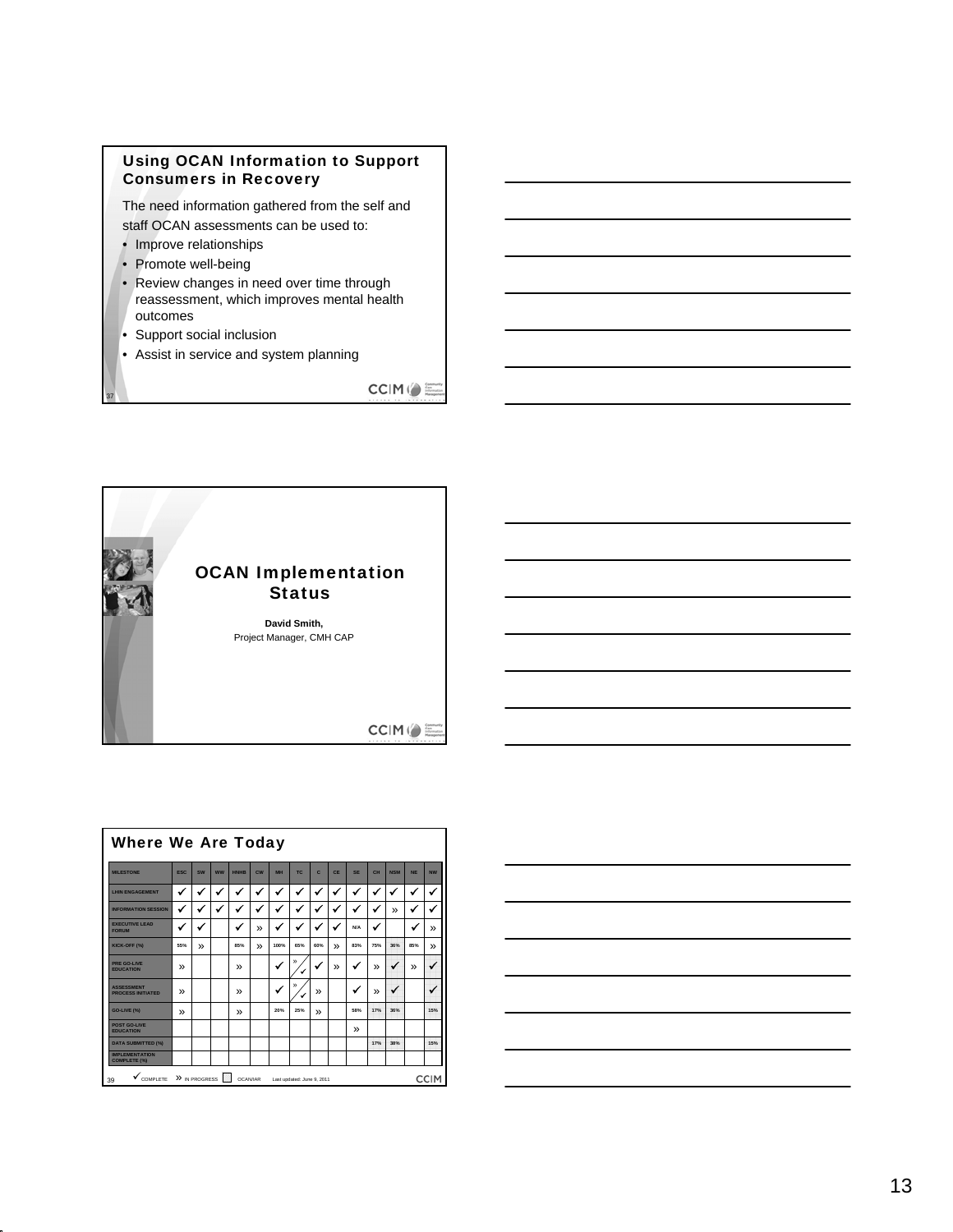## Using OCAN Information to Support Consumers in Recovery

The need information gathered from the self and staff OCAN assessments can be used to:

- Improve relationships
- Promote well-being
- Review changes in need over time through reassessment, which improves mental health outcomes
- Support social inclusion
- Assist in service and system planning

## OCAN Implementation Status

**David Smith,**
Project Manager, CMH CAP

## Where We Are Today

| MILESTONE | ESC | SW | WW | HNHB | CW | MH | TC | C | CE | SE | CH | NSM | NE | NW |
|---|---|---|---|---|---|---|---|---|---|---|---|---|---|---|
| LHIN ENGAGEMENT | ✓ | ✓ | ✓ | ✓ | ✓ | ✓ | ✓ | ✓ | ✓ | ✓ | ✓ | ✓ | ✓ | ✓ |
| INFORMATION SESSION | ✓ | ✓ | ✓ | ✓ | ✓ | ✓ | ✓ | ✓ | ✓ | ✓ | ✓ | » | ✓ | ✓ |
| EXECUTIVE LEAD FORUM | ✓ | ✓ | | ✓ | » | ✓ | ✓ | ✓ | ✓ | N/A | ✓ | | ✓ | » |
| KICK-OFF (%) | 55% | » | | 85% | » | 100% | 65% | 60% | » | 83% | 75% | 36% | 85% | » |
| PRE GO-LIVE EDUCATION | » | | | » | | ✓ | » / ✓ | ✓ | » | ✓ | » | ✓ | » | ✓ |
| ASSESSMENT PROCESS INITIATED | » | | | » | | ✓ | » / ✓ | » | | ✓ | » | ✓ | | ✓ |
| GO-LIVE (%) | » | | | » | | 20% | 25% | » | | 58% | 17% | 36% | | 15% |
| POST GO-LIVE EDUCATION | | | | | | | | | | » | | | | |
| DATA SUBMITTED (%) | | | | | | | | | | | 17% | 38% | | 15% |
| IMPLEMENTATION COMPLETE (%) | | | | | | | | | | | | | | |

✓ COMPLETE   » IN PROGRESS   ☐ OCAN/IAR   Last updated: June 9, 2011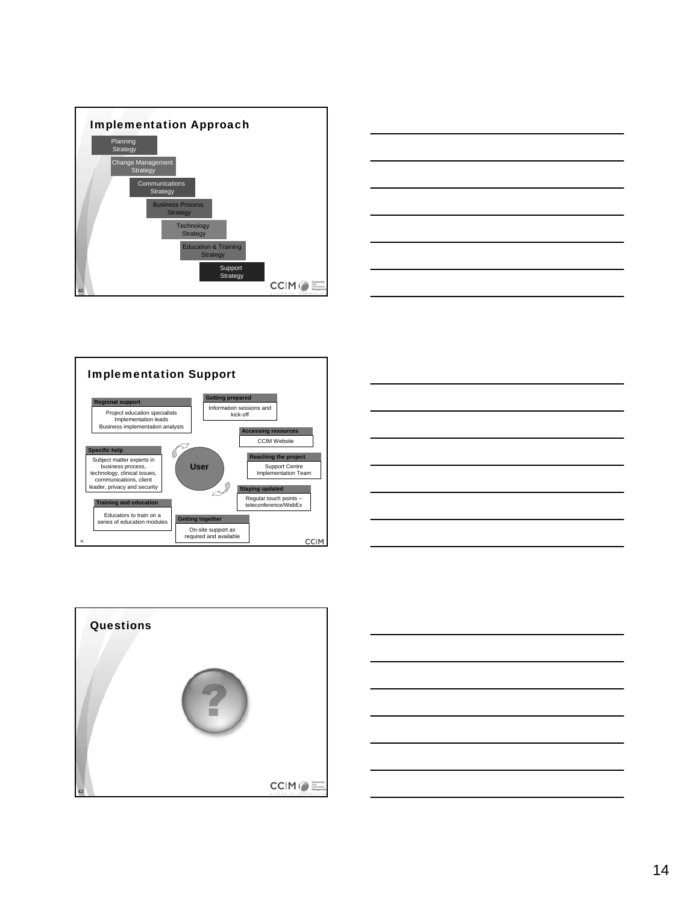## Implementation Approach

- Planning Strategy
- Change Management Strategy
- Communications Strategy
- Business Process Strategy
- Technology Strategy
- Education & Training Strategy
- Support Strategy

## Implementation Support

**User**

**Regional support**
Project education specialists
Implementation leads
Business implementation analysts

**Getting prepared**
Information sessions and kick-off

**Accessing resources**
CCIM Website

**Reaching the project**
Support Centre Implementation Team

**Staying updated**
Regular touch points – teleconference/WebEx

**Getting together**
On-site support as required and available

**Training and education**
Educators to train on a series of education modules

**Specific help**
Subject matter experts in business process, technology, clinical issues, communications, client leader, privacy and security

## Questions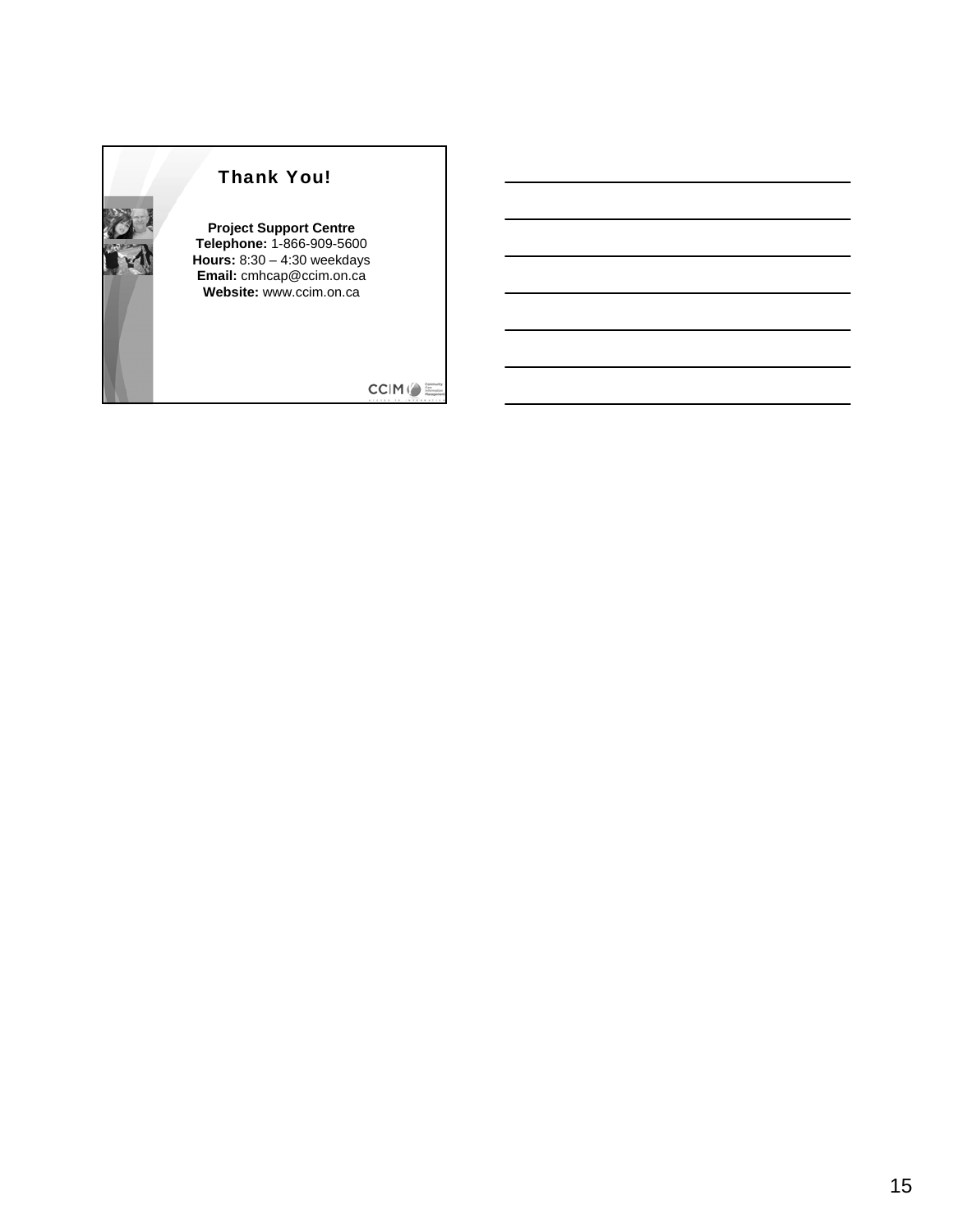## Thank You!

**Project Support Centre**
**Telephone:** 1-866-909-5600
**Hours:** 8:30 – 4:30 weekdays
**Email:** cmhcap@ccim.on.ca
**Website:** www.ccim.on.ca